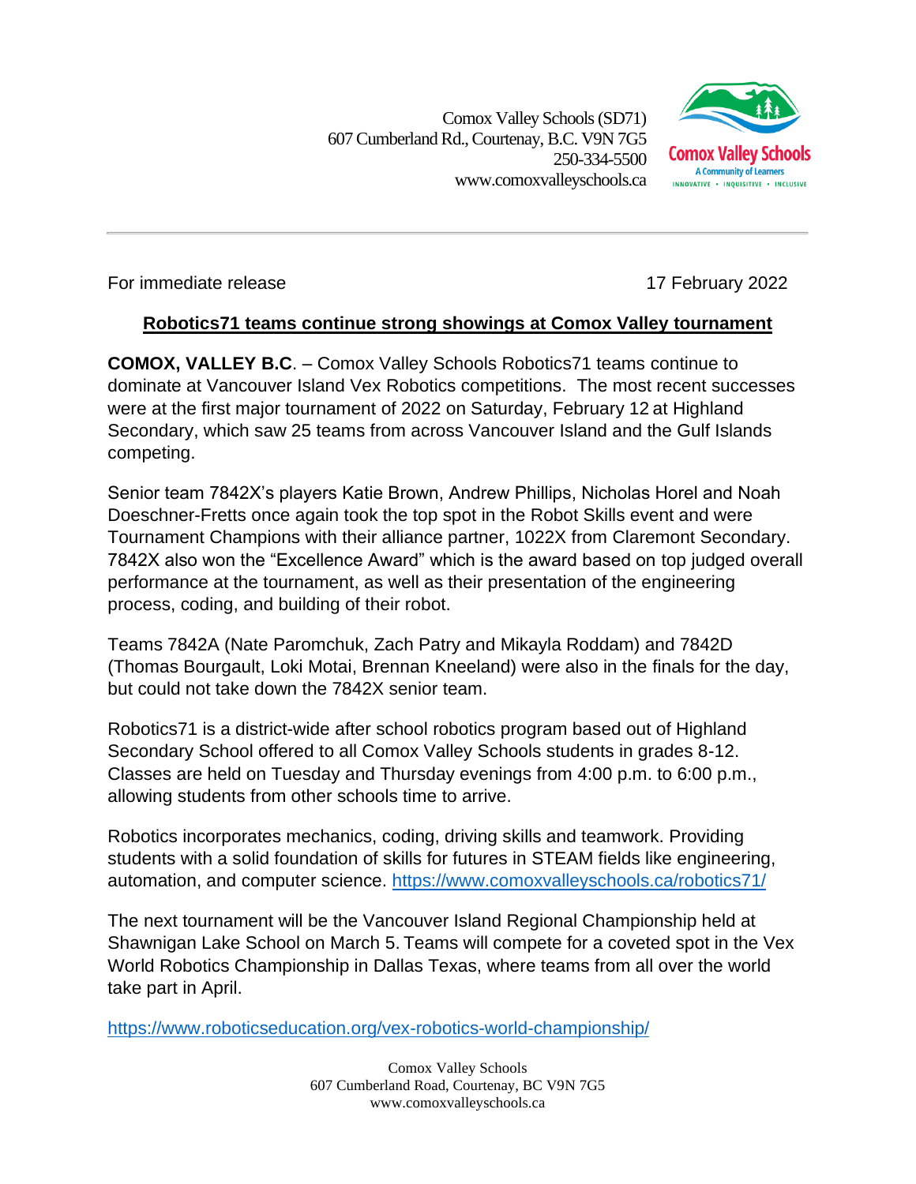Comox Valley Schools (SD71)
607 Cumberland Rd., Courtenay, B.C. V9N 7G5
250-334-5500
www.comoxvalleyschools.ca

Comox Valley Schools
A Community of Learners
INNOVATIVE • INQUISITIVE • INCLUSIVE

---

For immediate release 17 February 2022

## Robotics71 teams continue strong showings at Comox Valley tournament

**COMOX, VALLEY B.C**. – Comox Valley Schools Robotics71 teams continue to dominate at Vancouver Island Vex Robotics competitions. The most recent successes were at the first major tournament of 2022 on Saturday, February 12 at Highland Secondary, which saw 25 teams from across Vancouver Island and the Gulf Islands competing.

Senior team 7842X's players Katie Brown, Andrew Phillips, Nicholas Horel and Noah Doeschner-Fretts once again took the top spot in the Robot Skills event and were Tournament Champions with their alliance partner, 1022X from Claremont Secondary. 7842X also won the "Excellence Award" which is the award based on top judged overall performance at the tournament, as well as their presentation of the engineering process, coding, and building of their robot.

Teams 7842A (Nate Paromchuk, Zach Patry and Mikayla Roddam) and 7842D (Thomas Bourgault, Loki Motai, Brennan Kneeland) were also in the finals for the day, but could not take down the 7842X senior team.

Robotics71 is a district-wide after school robotics program based out of Highland Secondary School offered to all Comox Valley Schools students in grades 8-12. Classes are held on Tuesday and Thursday evenings from 4:00 p.m. to 6:00 p.m., allowing students from other schools time to arrive.

Robotics incorporates mechanics, coding, driving skills and teamwork. Providing students with a solid foundation of skills for futures in STEAM fields like engineering, automation, and computer science. https://www.comoxvalleyschools.ca/robotics71/

The next tournament will be the Vancouver Island Regional Championship held at Shawnigan Lake School on March 5. Teams will compete for a coveted spot in the Vex World Robotics Championship in Dallas Texas, where teams from all over the world take part in April.

https://www.roboticseducation.org/vex-robotics-world-championship/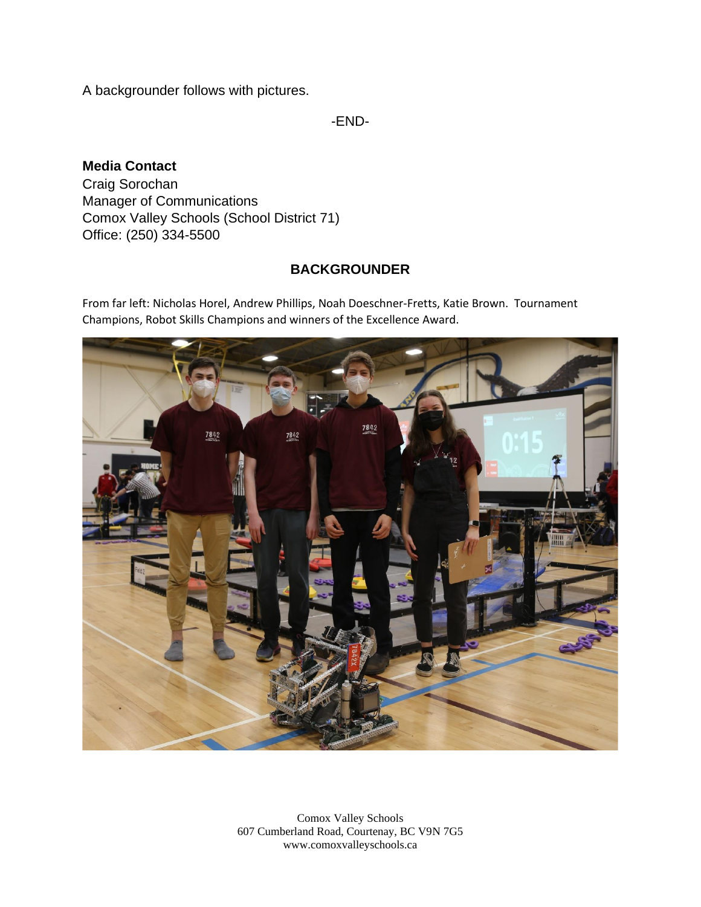A backgrounder follows with pictures.

-END-

**Media Contact**
Craig Sorochan
Manager of Communications
Comox Valley Schools (School District 71)
Office: (250) 334-5500

## BACKGROUNDER

From far left: Nicholas Horel, Andrew Phillips, Noah Doeschner-Fretts, Katie Brown. Tournament Champions, Robot Skills Champions and winners of the Excellence Award.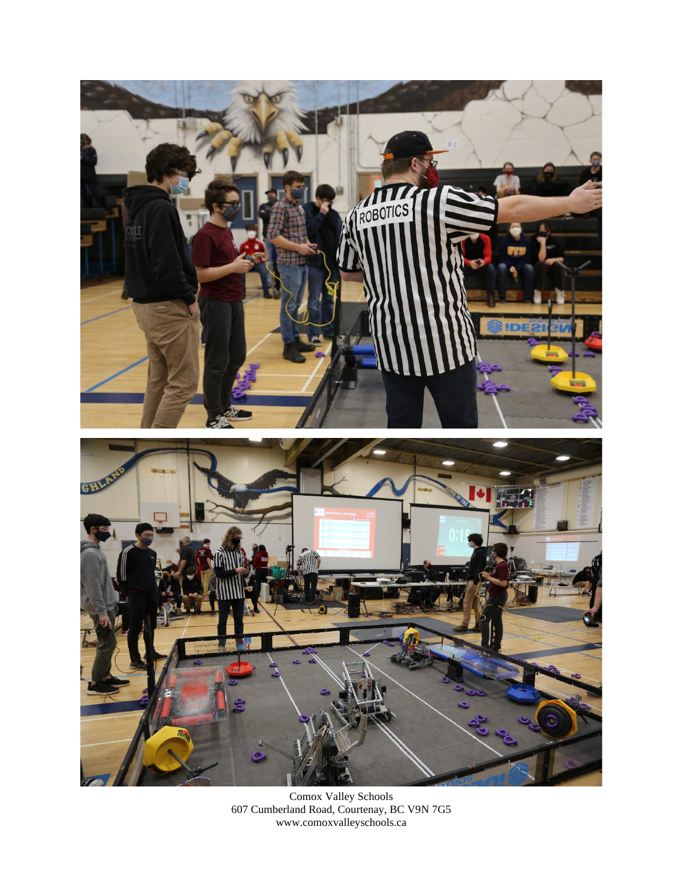Comox Valley Schools
607 Cumberland Road, Courtenay, BC V9N 7G5
www.comoxvalleyschools.ca